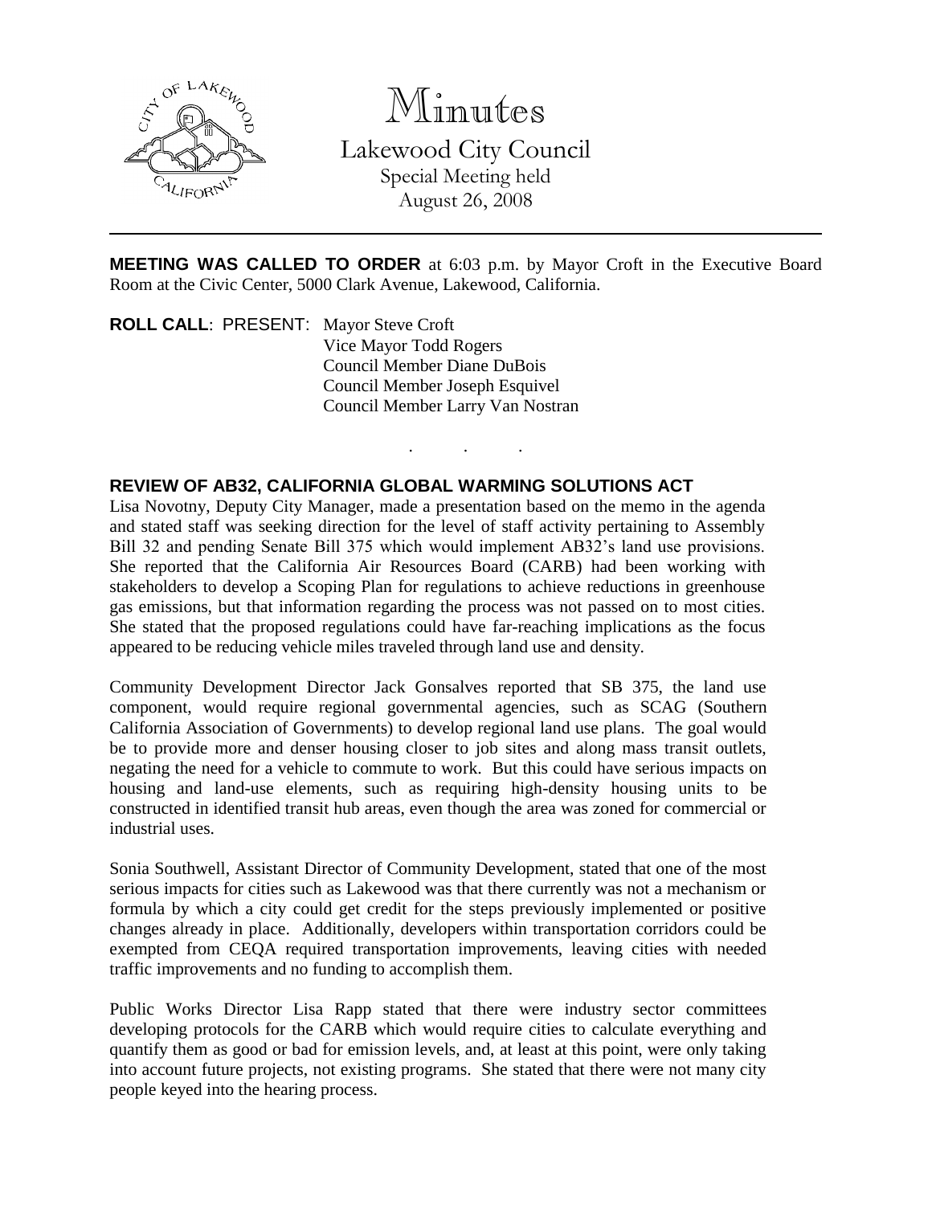# Minutes

Lakewood City Council
Special Meeting held
August 26, 2008

---

**MEETING WAS CALLED TO ORDER** at 6:03 p.m. by Mayor Croft in the Executive Board Room at the Civic Center, 5000 Clark Avenue, Lakewood, California.

**ROLL CALL**: PRESENT: Mayor Steve Croft
Vice Mayor Todd Rogers
Council Member Diane DuBois
Council Member Joseph Esquivel
Council Member Larry Van Nostran

. . .

**REVIEW OF AB32, CALIFORNIA GLOBAL WARMING SOLUTIONS ACT**

Lisa Novotny, Deputy City Manager, made a presentation based on the memo in the agenda and stated staff was seeking direction for the level of staff activity pertaining to Assembly Bill 32 and pending Senate Bill 375 which would implement AB32's land use provisions. She reported that the California Air Resources Board (CARB) had been working with stakeholders to develop a Scoping Plan for regulations to achieve reductions in greenhouse gas emissions, but that information regarding the process was not passed on to most cities. She stated that the proposed regulations could have far-reaching implications as the focus appeared to be reducing vehicle miles traveled through land use and density.

Community Development Director Jack Gonsalves reported that SB 375, the land use component, would require regional governmental agencies, such as SCAG (Southern California Association of Governments) to develop regional land use plans. The goal would be to provide more and denser housing closer to job sites and along mass transit outlets, negating the need for a vehicle to commute to work. But this could have serious impacts on housing and land-use elements, such as requiring high-density housing units to be constructed in identified transit hub areas, even though the area was zoned for commercial or industrial uses.

Sonia Southwell, Assistant Director of Community Development, stated that one of the most serious impacts for cities such as Lakewood was that there currently was not a mechanism or formula by which a city could get credit for the steps previously implemented or positive changes already in place. Additionally, developers within transportation corridors could be exempted from CEQA required transportation improvements, leaving cities with needed traffic improvements and no funding to accomplish them.

Public Works Director Lisa Rapp stated that there were industry sector committees developing protocols for the CARB which would require cities to calculate everything and quantify them as good or bad for emission levels, and, at least at this point, were only taking into account future projects, not existing programs. She stated that there were not many city people keyed into the hearing process.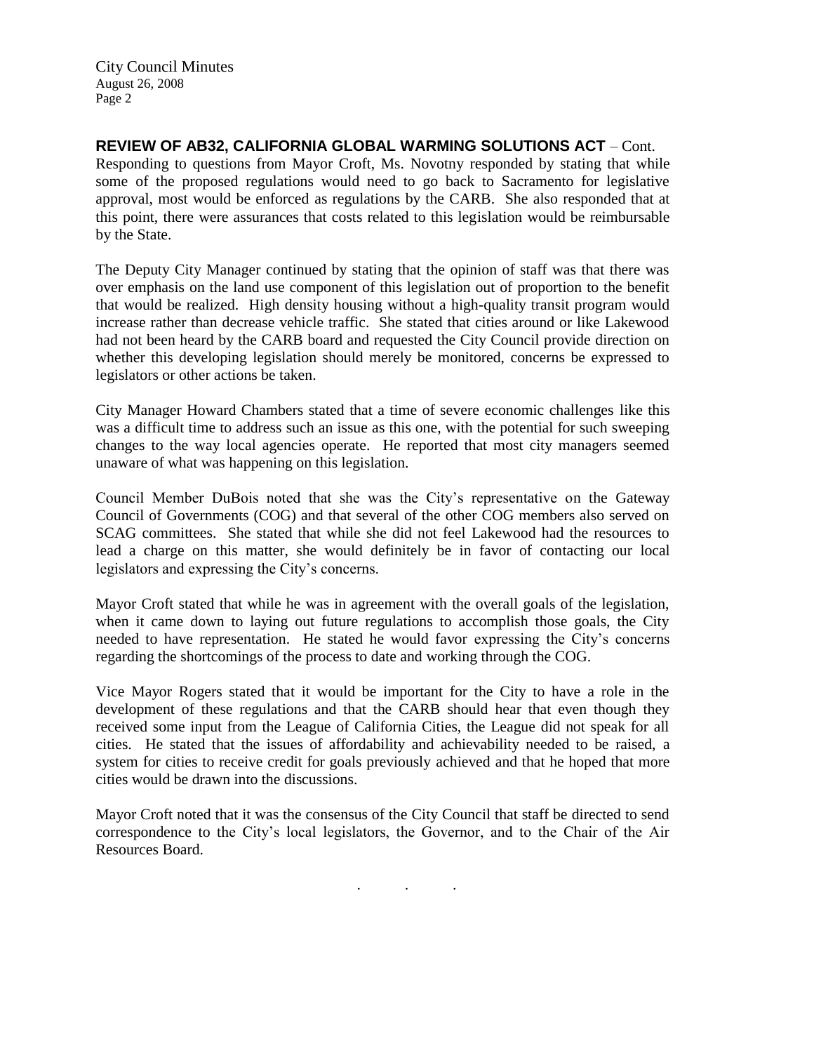**REVIEW OF AB32, CALIFORNIA GLOBAL WARMING SOLUTIONS ACT** – Cont.

Responding to questions from Mayor Croft, Ms. Novotny responded by stating that while some of the proposed regulations would need to go back to Sacramento for legislative approval, most would be enforced as regulations by the CARB. She also responded that at this point, there were assurances that costs related to this legislation would be reimbursable by the State.

The Deputy City Manager continued by stating that the opinion of staff was that there was over emphasis on the land use component of this legislation out of proportion to the benefit that would be realized. High density housing without a high-quality transit program would increase rather than decrease vehicle traffic. She stated that cities around or like Lakewood had not been heard by the CARB board and requested the City Council provide direction on whether this developing legislation should merely be monitored, concerns be expressed to legislators or other actions be taken.

City Manager Howard Chambers stated that a time of severe economic challenges like this was a difficult time to address such an issue as this one, with the potential for such sweeping changes to the way local agencies operate. He reported that most city managers seemed unaware of what was happening on this legislation.

Council Member DuBois noted that she was the City's representative on the Gateway Council of Governments (COG) and that several of the other COG members also served on SCAG committees. She stated that while she did not feel Lakewood had the resources to lead a charge on this matter, she would definitely be in favor of contacting our local legislators and expressing the City's concerns.

Mayor Croft stated that while he was in agreement with the overall goals of the legislation, when it came down to laying out future regulations to accomplish those goals, the City needed to have representation. He stated he would favor expressing the City's concerns regarding the shortcomings of the process to date and working through the COG.

Vice Mayor Rogers stated that it would be important for the City to have a role in the development of these regulations and that the CARB should hear that even though they received some input from the League of California Cities, the League did not speak for all cities. He stated that the issues of affordability and achievability needed to be raised, a system for cities to receive credit for goals previously achieved and that he hoped that more cities would be drawn into the discussions.

Mayor Croft noted that it was the consensus of the City Council that staff be directed to send correspondence to the City's local legislators, the Governor, and to the Chair of the Air Resources Board.

. . .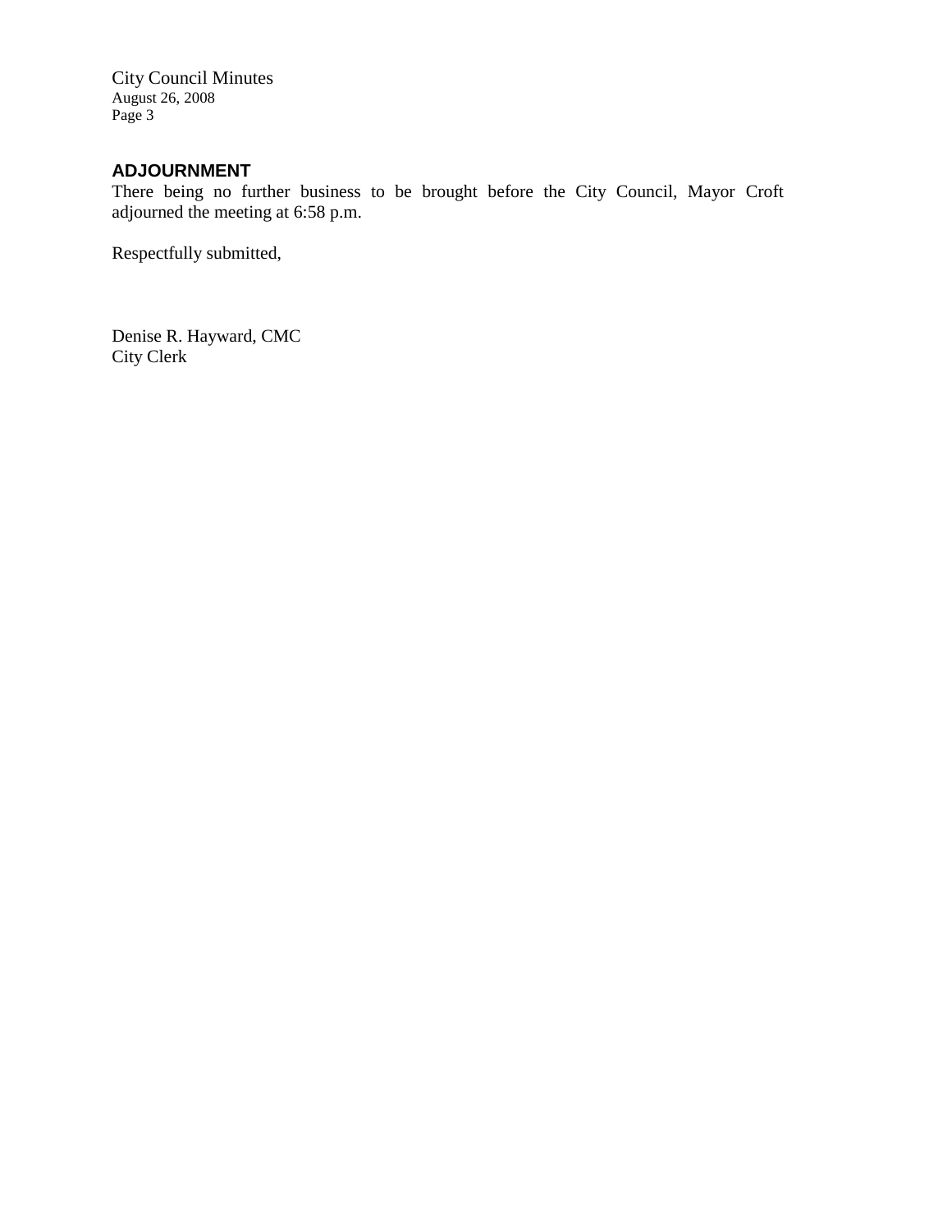## ADJOURNMENT

There being no further business to be brought before the City Council, Mayor Croft adjourned the meeting at 6:58 p.m.

Respectfully submitted,

Denise R. Hayward, CMC
City Clerk